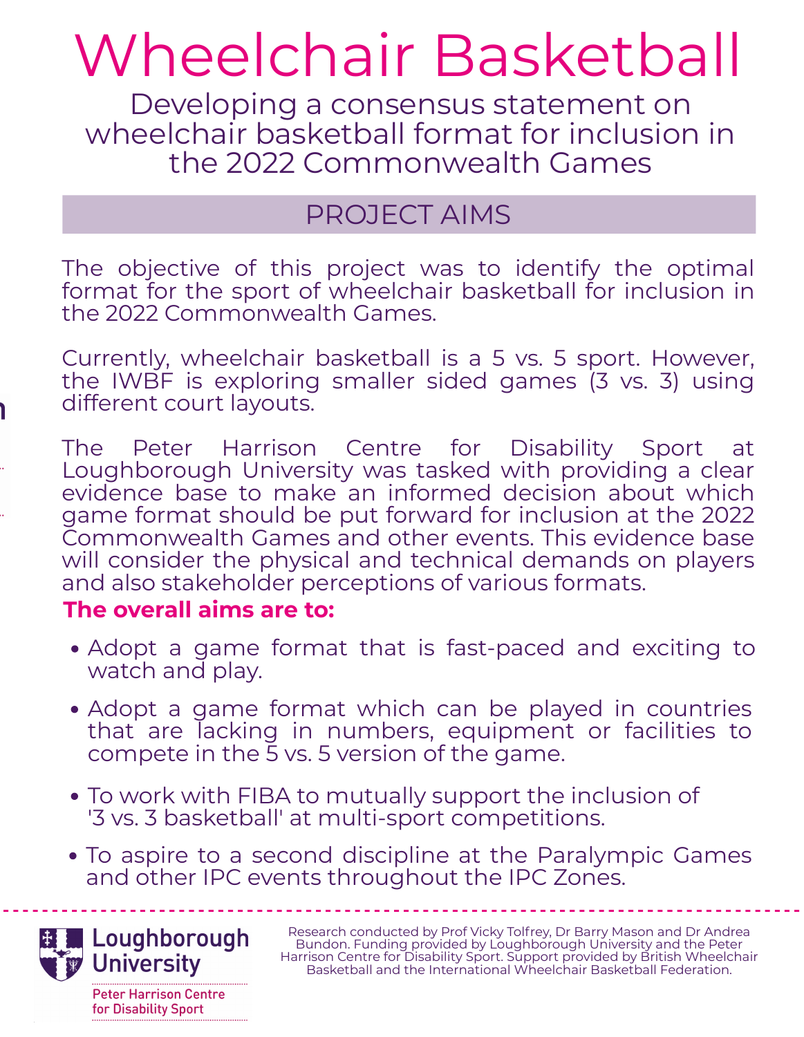# Wheelchair Basketball

## Developing a consensus statement on wheelchair basketball format for inclusion in the 2022 Commonwealth Games

## PROJECT AIMS

The objective of this project was to identify the optimal format for the sport of wheelchair basketball for inclusion in the 2022 Commonwealth Games.

Currently, wheelchair basketball is a 5 vs. 5 sport. However, the IWBF is exploring smaller sided games (3 vs. 3) using different court layouts.

The Peter Harrison Centre for Disability Sport at Loughborough University was tasked with providing a clear evidence base to make an informed decision about which game format should be put forward for inclusion at the 2022 Commonwealth Games and other events. This evidence base will consider the physical and technical demands on players and also stakeholder perceptions of various formats.

**The overall aims are to:**

- Adopt a game format that is fast-paced and exciting to watch and play.
- Adopt a game format which can be played in countries that are lacking in numbers, equipment or facilities to compete in the 5 vs. 5 version of the game.
- To work with FIBA to mutually support the inclusion of '3 vs. 3 basketball' at multi-sport competitions.
- To aspire to a second discipline at the Paralympic Games and other IPC events throughout the IPC Zones.

---

Loughborough University

Peter Harrison Centre for Disability Sport

Research conducted by Prof Vicky Tolfrey, Dr Barry Mason and Dr Andrea Bundon. Funding provided by Loughborough University and the Peter Harrison Centre for Disability Sport. Support provided by British Wheelchair Basketball and the International Wheelchair Basketball Federation.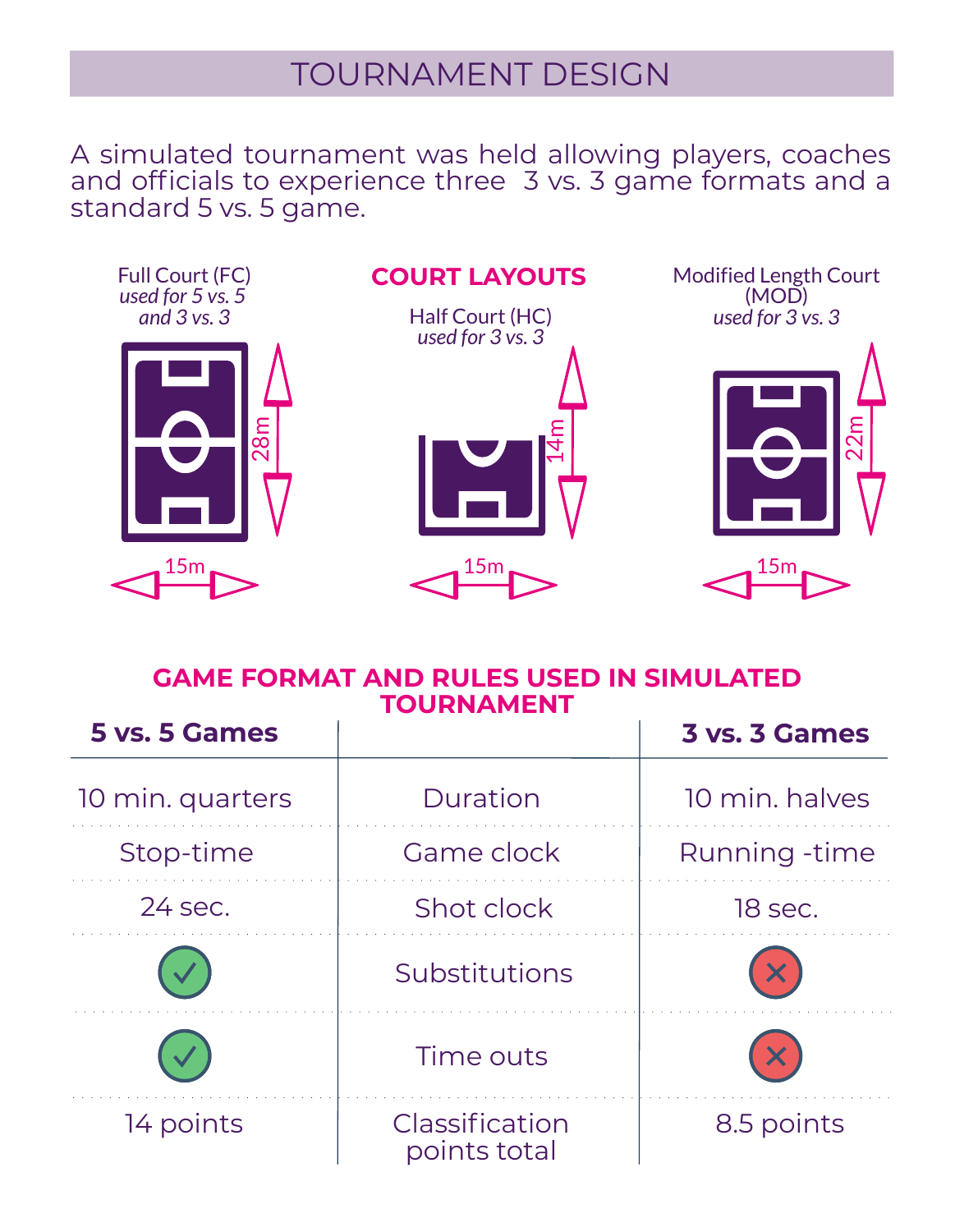# TOURNAMENT DESIGN

A simulated tournament was held allowing players, coaches and officials to experience three 3 vs. 3 game formats and a standard 5 vs. 5 game.

## COURT LAYOUTS

**Full Court (FC)**
*used for 5 vs. 5 and 3 vs. 3*
28m × 15m

**Half Court (HC)**
*used for 3 vs. 3*
14m × 15m

**Modified Length Court (MOD)**
*used for 3 vs. 3*
22m × 15m

## GAME FORMAT AND RULES USED IN SIMULATED TOURNAMENT

| 5 vs. 5 Games | | 3 vs. 3 Games |
|---|---|---|
| 10 min. quarters | Duration | 10 min. halves |
| Stop-time | Game clock | Running -time |
| 24 sec. | Shot clock | 18 sec. |
| ✓ | Substitutions | ✗ |
| ✓ | Time outs | ✗ |
| 14 points | Classification points total | 8.5 points |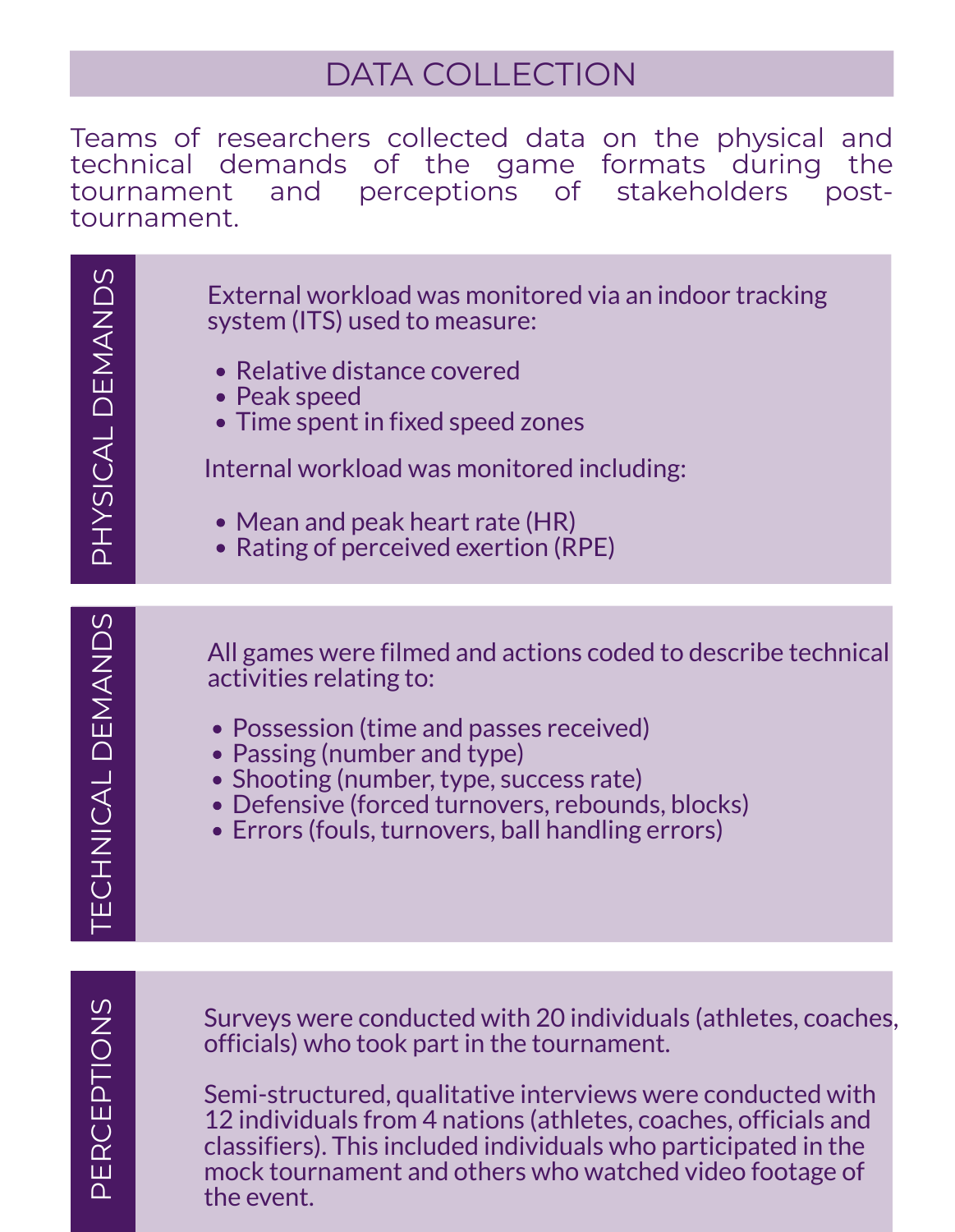# DATA COLLECTION

Teams of researchers collected data on the physical and technical demands of the game formats during the tournament and perceptions of stakeholders post-tournament.

## PHYSICAL DEMANDS

External workload was monitored via an indoor tracking system (ITS) used to measure:

- Relative distance covered
- Peak speed
- Time spent in fixed speed zones

Internal workload was monitored including:

- Mean and peak heart rate (HR)
- Rating of perceived exertion (RPE)

## TECHNICAL DEMANDS

All games were filmed and actions coded to describe technical activities relating to:

- Possession (time and passes received)
- Passing (number and type)
- Shooting (number, type, success rate)
- Defensive (forced turnovers, rebounds, blocks)
- Errors (fouls, turnovers, ball handling errors)

## PERCEPTIONS

Surveys were conducted with 20 individuals (athletes, coaches, officials) who took part in the tournament.

Semi-structured, qualitative interviews were conducted with 12 individuals from 4 nations (athletes, coaches, officials and classifiers). This included individuals who participated in the mock tournament and others who watched video footage of the event.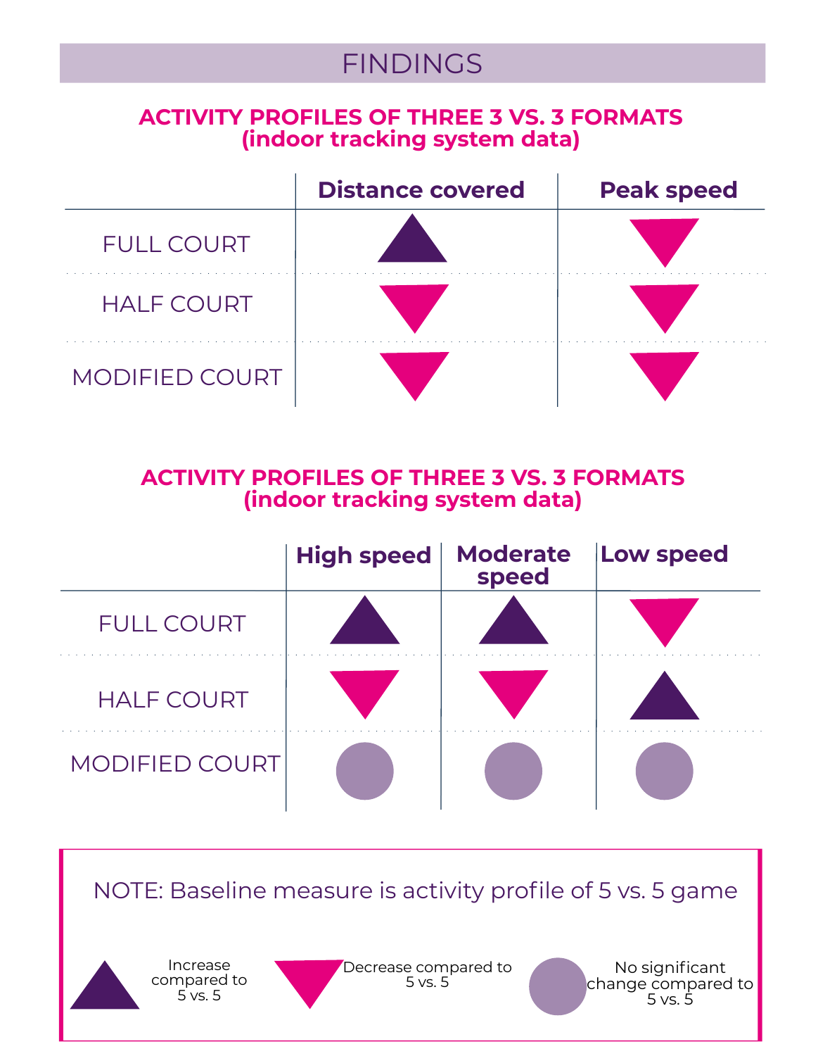## FINDINGS

### ACTIVITY PROFILES OF THREE 3 VS. 3 FORMATS (indoor tracking system data)

| | Distance covered | Peak speed |
|---|---|---|
| FULL COURT | ▲ | ▼ |
| HALF COURT | ▼ | ▼ |
| MODIFIED COURT | ▼ | ▼ |

### ACTIVITY PROFILES OF THREE 3 VS. 3 FORMATS (indoor tracking system data)

| | High speed | Moderate speed | Low speed |
|---|---|---|---|
| FULL COURT | ▲ | ▲ | ▼ |
| HALF COURT | ▼ | ▼ | ▲ |
| MODIFIED COURT | ● | ● | ● |

NOTE: Baseline measure is activity profile of 5 vs. 5 game

- ▲ Increase compared to 5 vs. 5
- ▼ Decrease compared to 5 vs. 5
- ● No significant change compared to 5 vs. 5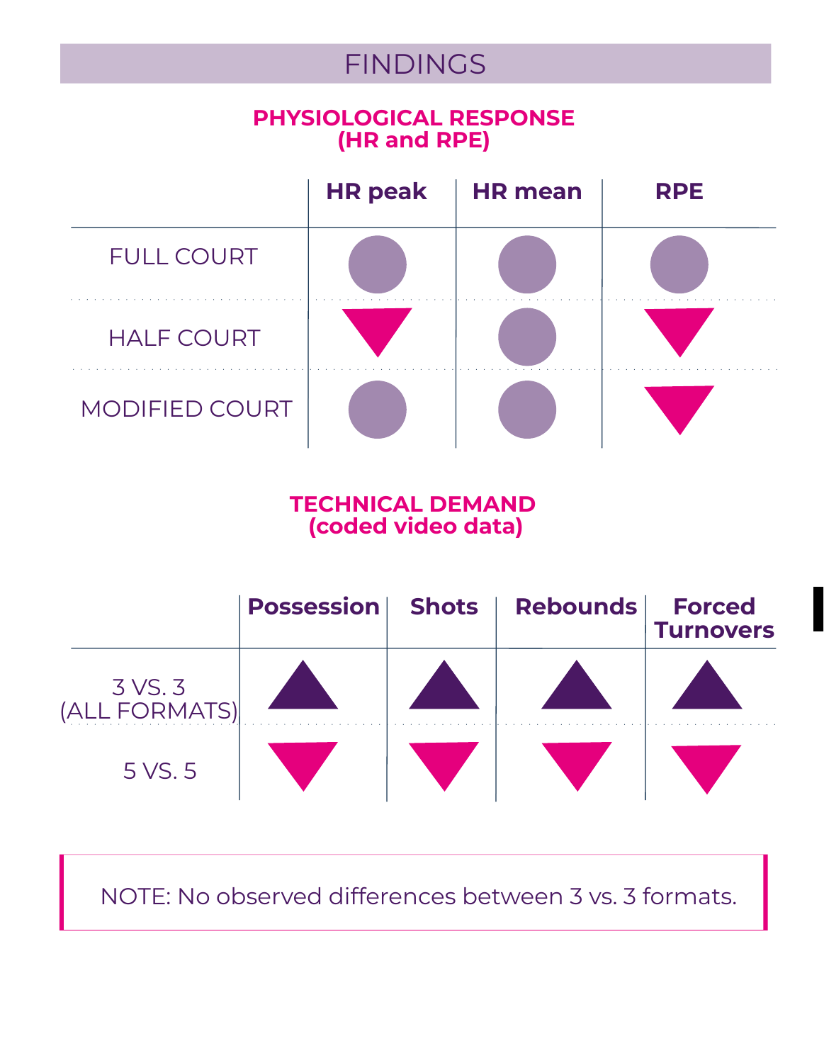# FINDINGS

## PHYSIOLOGICAL RESPONSE (HR and RPE)

| | HR peak | HR mean | RPE |
|---|---|---|---|
| FULL COURT | ● | ● | ● |
| HALF COURT | ▼ | ● | ▼ |
| MODIFIED COURT | ● | ● | ▼ |

## TECHNICAL DEMAND (coded video data)

| | Possession | Shots | Rebounds | Forced Turnovers |
|---|---|---|---|---|
| 3 VS. 3 (ALL FORMATS) | ▲ | ▲ | ▲ | ▲ |
| 5 VS. 5 | ▼ | ▼ | ▼ | ▼ |

NOTE: No observed differences between 3 vs. 3 formats.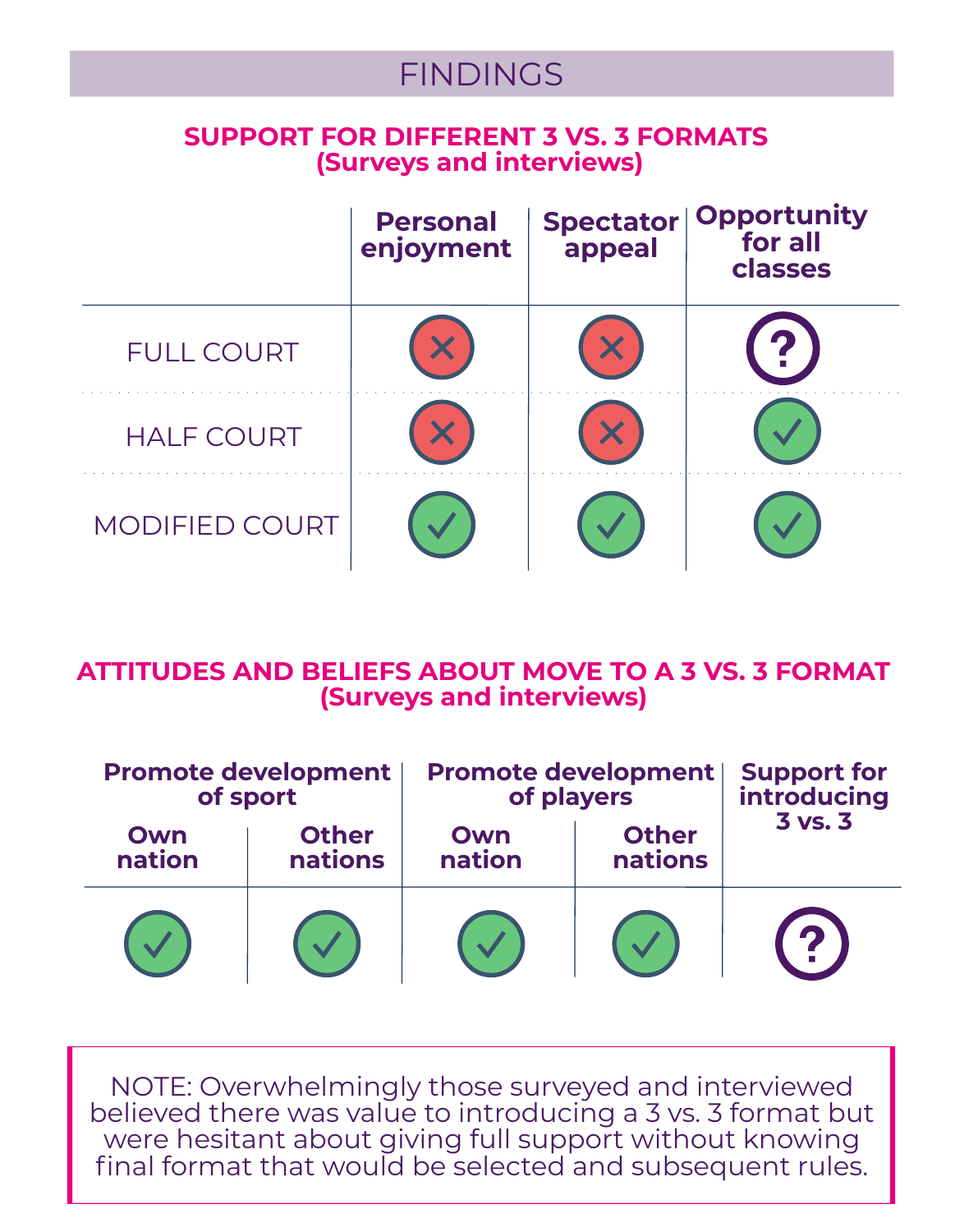## FINDINGS

### SUPPORT FOR DIFFERENT 3 VS. 3 FORMATS (Surveys and interviews)

| | Personal enjoyment | Spectator appeal | Opportunity for all classes |
|---|---|---|---|
| FULL COURT | ✗ | ✗ | ? |
| HALF COURT | ✗ | ✗ | ✓ |
| MODIFIED COURT | ✓ | ✓ | ✓ |

### ATTITUDES AND BELIEFS ABOUT MOVE TO A 3 VS. 3 FORMAT (Surveys and interviews)

| Promote development of sport | | Promote development of players | | Support for introducing 3 vs. 3 |
|---|---|---|---|---|
| Own nation | Other nations | Own nation | Other nations | |
| ✓ | ✓ | ✓ | ✓ | ? |

NOTE: Overwhelmingly those surveyed and interviewed believed there was value to introducing a 3 vs. 3 format but were hesitant about giving full support without knowing final format that would be selected and subsequent rules.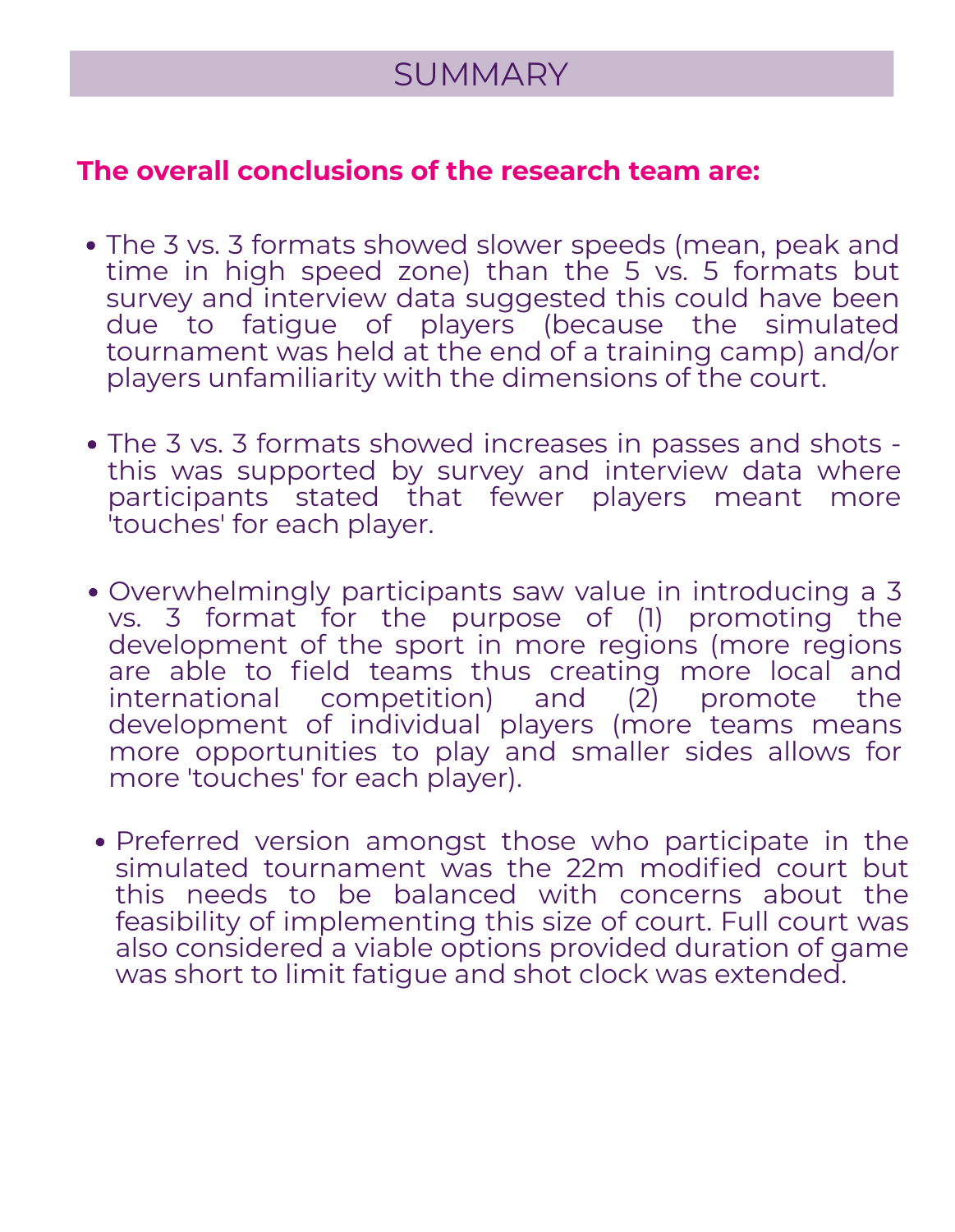# SUMMARY

**The overall conclusions of the research team are:**

- The 3 vs. 3 formats showed slower speeds (mean, peak and time in high speed zone) than the 5 vs. 5 formats but survey and interview data suggested this could have been due to fatigue of players (because the simulated tournament was held at the end of a training camp) and/or players unfamiliarity with the dimensions of the court.

- The 3 vs. 3 formats showed increases in passes and shots - this was supported by survey and interview data where participants stated that fewer players meant more 'touches' for each player.

- Overwhelmingly participants saw value in introducing a 3 vs. 3 format for the purpose of (1) promoting the development of the sport in more regions (more regions are able to field teams thus creating more local and international competition) and (2) promote the development of individual players (more teams means more opportunities to play and smaller sides allows for more 'touches' for each player).

- Preferred version amongst those who participate in the simulated tournament was the 22m modified court but this needs to be balanced with concerns about the feasibility of implementing this size of court. Full court was also considered a viable options provided duration of game was short to limit fatigue and shot clock was extended.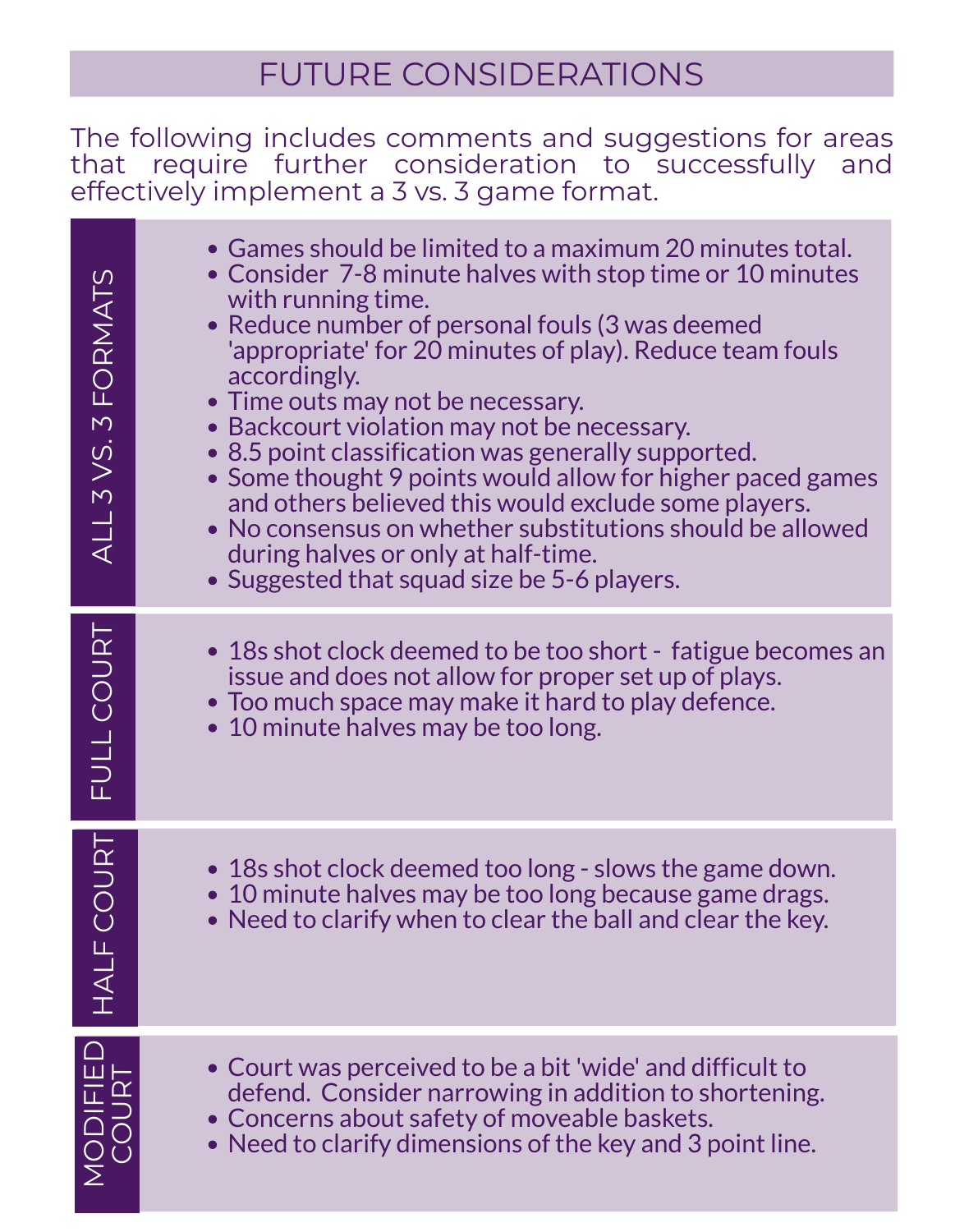# FUTURE CONSIDERATIONS

The following includes comments and suggestions for areas that require further consideration to successfully and effectively implement a 3 vs. 3 game format.

## ALL 3 VS. 3 FORMATS

- Games should be limited to a maximum 20 minutes total.
- Consider 7-8 minute halves with stop time or 10 minutes with running time.
- Reduce number of personal fouls (3 was deemed 'appropriate' for 20 minutes of play). Reduce team fouls accordingly.
- Time outs may not be necessary.
- Backcourt violation may not be necessary.
- 8.5 point classification was generally supported.
- Some thought 9 points would allow for higher paced games and others believed this would exclude some players.
- No consensus on whether substitutions should be allowed during halves or only at half-time.
- Suggested that squad size be 5-6 players.

## FULL COURT

- 18s shot clock deemed to be too short - fatigue becomes an issue and does not allow for proper set up of plays.
- Too much space may make it hard to play defence.
- 10 minute halves may be too long.

## HALF COURT

- 18s shot clock deemed too long - slows the game down.
- 10 minute halves may be too long because game drags.
- Need to clarify when to clear the ball and clear the key.

## MODIFIED COURT

- Court was perceived to be a bit 'wide' and difficult to defend. Consider narrowing in addition to shortening.
- Concerns about safety of moveable baskets.
- Need to clarify dimensions of the key and 3 point line.